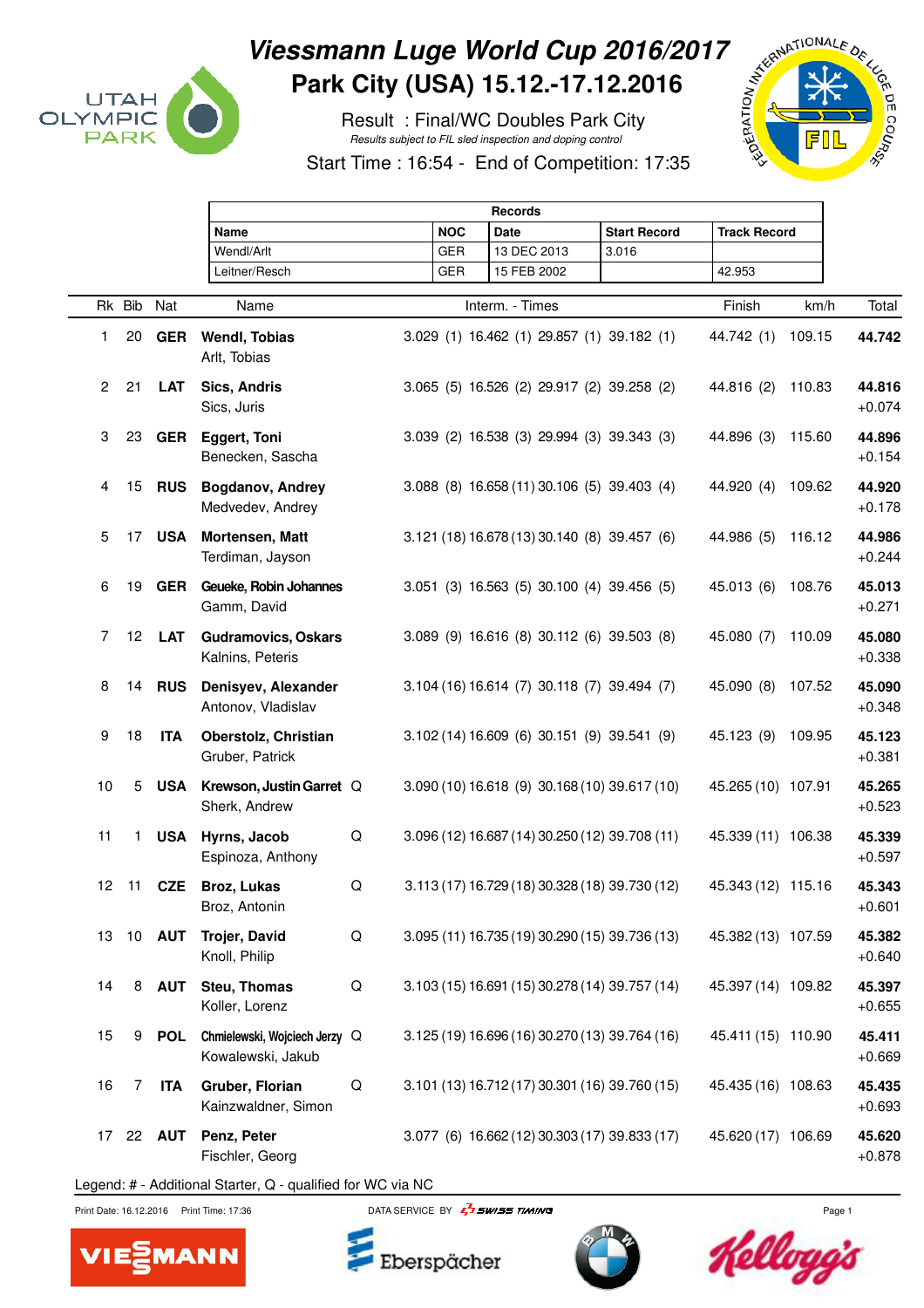# Viessmann Luge World Cup 2016/2017

## Park City (USA) 15.12.-17.12.2016

Result : Final/WC Doubles Park City

*Results subject to FIL sled inspection and doping control*

Start Time : 16:54 - End of Competition: 17:35

| Records | | | | |
|---|---|---|---|---|
| **Name** | **NOC** | **Date** | **Start Record** | **Track Record** |
| Wendl/Arlt | GER | 13 DEC 2013 | 3.016 | |
| Leitner/Resch | GER | 15 FEB 2002 | | 42.953 |

| Rk | Bib | Nat | Name | | Interm. - Times | | | | Finish | km/h | Total |
|---|---|---|---|---|---|---|---|---|---|---|---|
| 1 | 20 | **GER** | **Wendl, Tobias**<br>Arlt, Tobias | | 3.029 (1) | 16.462 (1) | 29.857 (1) | 39.182 (1) | 44.742 (1) | 109.15 | **44.742** |
| 2 | 21 | **LAT** | **Sics, Andris**<br>Sics, Juris | | 3.065 (5) | 16.526 (2) | 29.917 (2) | 39.258 (2) | 44.816 (2) | 110.83 | **44.816**<br>+0.074 |
| 3 | 23 | **GER** | **Eggert, Toni**<br>Benecken, Sascha | | 3.039 (2) | 16.538 (3) | 29.994 (3) | 39.343 (3) | 44.896 (3) | 115.60 | **44.896**<br>+0.154 |
| 4 | 15 | **RUS** | **Bogdanov, Andrey**<br>Medvedev, Andrey | | 3.088 (8) | 16.658 (11) | 30.106 (5) | 39.403 (4) | 44.920 (4) | 109.62 | **44.920**<br>+0.178 |
| 5 | 17 | **USA** | **Mortensen, Matt**<br>Terdiman, Jayson | | 3.121 (18) | 16.678 (13) | 30.140 (8) | 39.457 (6) | 44.986 (5) | 116.12 | **44.986**<br>+0.244 |
| 6 | 19 | **GER** | **Geueke, Robin Johannes**<br>Gamm, David | | 3.051 (3) | 16.563 (5) | 30.100 (4) | 39.456 (5) | 45.013 (6) | 108.76 | **45.013**<br>+0.271 |
| 7 | 12 | **LAT** | **Gudramovics, Oskars**<br>Kalnins, Peteris | | 3.089 (9) | 16.616 (8) | 30.112 (6) | 39.503 (8) | 45.080 (7) | 110.09 | **45.080**<br>+0.338 |
| 8 | 14 | **RUS** | **Denisyev, Alexander**<br>Antonov, Vladislav | | 3.104 (16) | 16.614 (7) | 30.118 (7) | 39.494 (7) | 45.090 (8) | 107.52 | **45.090**<br>+0.348 |
| 9 | 18 | **ITA** | **Oberstolz, Christian**<br>Gruber, Patrick | | 3.102 (14) | 16.609 (6) | 30.151 (9) | 39.541 (9) | 45.123 (9) | 109.95 | **45.123**<br>+0.381 |
| 10 | 5 | **USA** | **Krewson, Justin Garret**<br>Sherk, Andrew | Q | 3.090 (10) | 16.618 (9) | 30.168 (10) | 39.617 (10) | 45.265 (10) | 107.91 | **45.265**<br>+0.523 |
| 11 | 1 | **USA** | **Hyrns, Jacob**<br>Espinoza, Anthony | Q | 3.096 (12) | 16.687 (14) | 30.250 (12) | 39.708 (11) | 45.339 (11) | 106.38 | **45.339**<br>+0.597 |
| 12 | 11 | **CZE** | **Broz, Lukas**<br>Broz, Antonin | Q | 3.113 (17) | 16.729 (18) | 30.328 (18) | 39.730 (12) | 45.343 (12) | 115.16 | **45.343**<br>+0.601 |
| 13 | 10 | **AUT** | **Trojer, David**<br>Knoll, Philip | Q | 3.095 (11) | 16.735 (19) | 30.290 (15) | 39.736 (13) | 45.382 (13) | 107.59 | **45.382**<br>+0.640 |
| 14 | 8 | **AUT** | **Steu, Thomas**<br>Koller, Lorenz | Q | 3.103 (15) | 16.691 (15) | 30.278 (14) | 39.757 (14) | 45.397 (14) | 109.82 | **45.397**<br>+0.655 |
| 15 | 9 | **POL** | **Chmielewski, Wojciech Jerzy**<br>Kowalewski, Jakub | Q | 3.125 (19) | 16.696 (16) | 30.270 (13) | 39.764 (16) | 45.411 (15) | 110.90 | **45.411**<br>+0.669 |
| 16 | 7 | **ITA** | **Gruber, Florian**<br>Kainzwaldner, Simon | Q | 3.101 (13) | 16.712 (17) | 30.301 (16) | 39.760 (15) | 45.435 (16) | 108.63 | **45.435**<br>+0.693 |
| 17 | 22 | **AUT** | **Penz, Peter**<br>Fischler, Georg | | 3.077 (6) | 16.662 (12) | 30.303 (17) | 39.833 (17) | 45.620 (17) | 106.69 | **45.620**<br>+0.878 |

Legend: # - Additional Starter, Q - qualified for WC via NC

Print Date: 16.12.2016 Print Time: 17:36

DATA SERVICE BY SWISS TIMING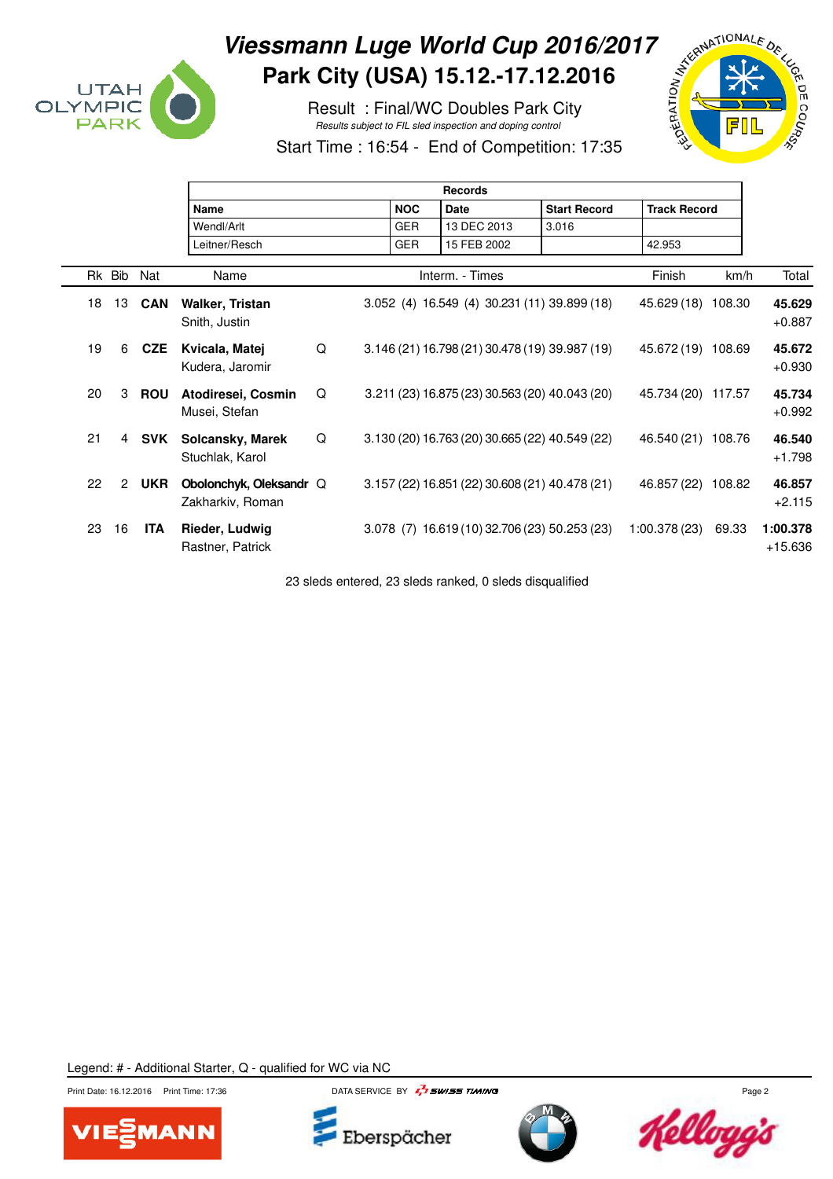# Viessmann Luge World Cup 2016/2017

## Park City (USA) 15.12.-17.12.2016

Result : Final/WC Doubles Park City

*Results subject to FIL sled inspection and doping control*

Start Time : 16:54 - End of Competition: 17:35

| Records | | | | |
|---|---|---|---|---|
| **Name** | **NOC** | **Date** | **Start Record** | **Track Record** |
| Wendl/Arlt | GER | 13 DEC 2013 | 3.016 | |
| Leitner/Resch | GER | 15 FEB 2002 | | 42.953 |

| Rk | Bib | Nat | Name | | Interm. - Times | | | | Finish | km/h | Total |
|---|---|---|---|---|---|---|---|---|---|---|---|
| 18 | 13 | **CAN** | **Walker, Tristan**<br>Snith, Justin | | 3.052 (4) | 16.549 (4) | 30.231 (11) | 39.899 (18) | 45.629 (18) | 108.30 | **45.629**<br>+0.887 |
| 19 | 6 | **CZE** | **Kvicala, Matej**<br>Kudera, Jaromir | Q | 3.146 (21) | 16.798 (21) | 30.478 (19) | 39.987 (19) | 45.672 (19) | 108.69 | **45.672**<br>+0.930 |
| 20 | 3 | **ROU** | **Atodiresei, Cosmin**<br>Musei, Stefan | Q | 3.211 (23) | 16.875 (23) | 30.563 (20) | 40.043 (20) | 45.734 (20) | 117.57 | **45.734**<br>+0.992 |
| 21 | 4 | **SVK** | **Solcansky, Marek**<br>Stuchlak, Karol | Q | 3.130 (20) | 16.763 (20) | 30.665 (22) | 40.549 (22) | 46.540 (21) | 108.76 | **46.540**<br>+1.798 |
| 22 | 2 | **UKR** | **Obolonchyk, Oleksandr**<br>Zakharkiv, Roman | Q | 3.157 (22) | 16.851 (22) | 30.608 (21) | 40.478 (21) | 46.857 (22) | 108.82 | **46.857**<br>+2.115 |
| 23 | 16 | **ITA** | **Rieder, Ludwig**<br>Rastner, Patrick | | 3.078 (7) | 16.619 (10) | 32.706 (23) | 50.253 (23) | 1:00.378 (23) | 69.33 | **1:00.378**<br>+15.636 |

23 sleds entered, 23 sleds ranked, 0 sleds disqualified

Legend: # - Additional Starter, Q - qualified for WC via NC

Print Date: 16.12.2016 Print Time: 17:36

DATA SERVICE BY SWISS TIMING